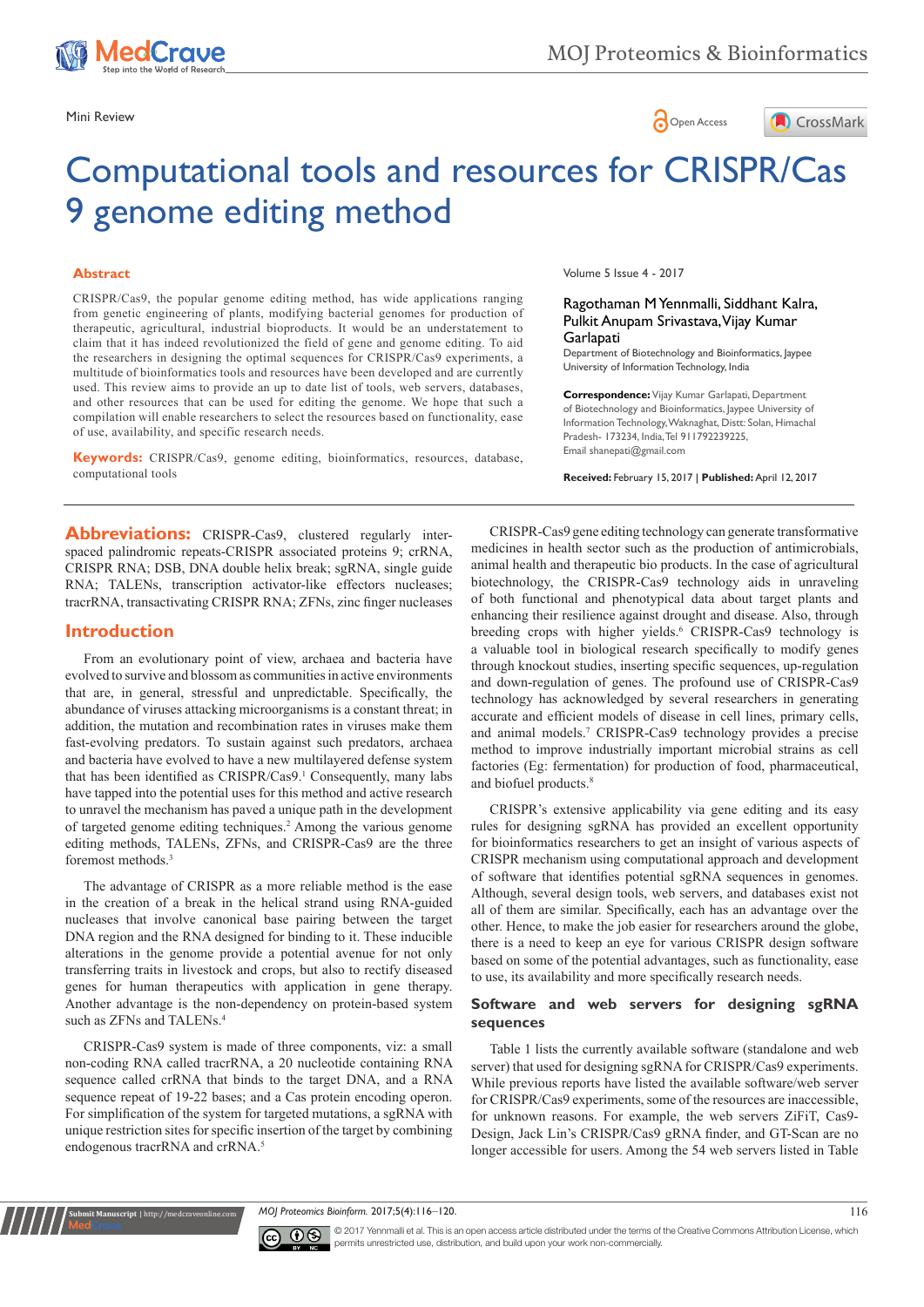Mini Review

# Computational tools and resources for CRISPR/Cas 9 genome editing method

Volume 5 Issue 4 - 2017

Ragothaman M Yennmalli, Siddhant Kalra, Pulkit Anupam Srivastava, Vijay Kumar Garlapati

Department of Biotechnology and Bioinformatics, Jaypee University of Information Technology, India

**Correspondence:** Vijay Kumar Garlapati, Department of Biotechnology and Bioinformatics, Jaypee University of Information Technology, Waknaghat, Distt: Solan, Himachal Pradesh- 173234, India, Tel 911792239225, Email shanepati@gmail.com

**Received:** February 15, 2017 | **Published:** April 12, 2017

## Abstract

CRISPR/Cas9, the popular genome editing method, has wide applications ranging from genetic engineering of plants, modifying bacterial genomes for production of therapeutic, agricultural, industrial bioproducts. It would be an understatement to claim that it has indeed revolutionized the field of gene and genome editing. To aid the researchers in designing the optimal sequences for CRISPR/Cas9 experiments, a multitude of bioinformatics tools and resources have been developed and are currently used. This review aims to provide an up to date list of tools, web servers, databases, and other resources that can be used for editing the genome. We hope that such a compilation will enable researchers to select the resources based on functionality, ease of use, availability, and specific research needs.

**Keywords:** CRISPR/Cas9, genome editing, bioinformatics, resources, database, computational tools

## Abbreviations:

CRISPR-Cas9, clustered regularly inter-spaced palindromic repeats-CRISPR associated proteins 9; crRNA, CRISPR RNA; DSB, DNA double helix break; sgRNA, single guide RNA; TALENs, transcription activator-like effectors nucleases; tracrRNA, transactivating CRISPR RNA; ZFNs, zinc finger nucleases

## Introduction

From an evolutionary point of view, archaea and bacteria have evolved to survive and blossom as communities in active environments that are, in general, stressful and unpredictable. Specifically, the abundance of viruses attacking microorganisms is a constant threat; in addition, the mutation and recombination rates in viruses make them fast-evolving predators. To sustain against such predators, archaea and bacteria have evolved to have a new multilayered defense system that has been identified as CRISPR/Cas9.[1] Consequently, many labs have tapped into the potential uses for this method and active research to unravel the mechanism has paved a unique path in the development of targeted genome editing techniques.[2] Among the various genome editing methods, TALENs, ZFNs, and CRISPR-Cas9 are the three foremost methods.[3]

The advantage of CRISPR as a more reliable method is the ease in the creation of a break in the helical strand using RNA-guided nucleases that involve canonical base pairing between the target DNA region and the RNA designed for binding to it. These inducible alterations in the genome provide a potential avenue for not only transferring traits in livestock and crops, but also to rectify diseased genes for human therapeutics with application in gene therapy. Another advantage is the non-dependency on protein-based system such as ZFNs and TALENs.[4]

CRISPR-Cas9 system is made of three components, viz: a small non-coding RNA called tracrRNA, a 20 nucleotide containing RNA sequence called crRNA that binds to the target DNA, and a RNA sequence repeat of 19-22 bases; and a Cas protein encoding operon. For simplification of the system for targeted mutations, a sgRNA with unique restriction sites for specific insertion of the target by combining endogenous tracrRNA and crRNA.[5]

CRISPR-Cas9 gene editing technology can generate transformative medicines in health sector such as the production of antimicrobials, animal health and therapeutic bio products. In the case of agricultural biotechnology, the CRISPR-Cas9 technology aids in unraveling of both functional and phenotypical data about target plants and enhancing their resilience against drought and disease. Also, through breeding crops with higher yields.[6] CRISPR-Cas9 technology is a valuable tool in biological research specifically to modify genes through knockout studies, inserting specific sequences, up-regulation and down-regulation of genes. The profound use of CRISPR-Cas9 technology has acknowledged by several researchers in generating accurate and efficient models of disease in cell lines, primary cells, and animal models.[7] CRISPR-Cas9 technology provides a precise method to improve industrially important microbial strains as cell factories (Eg: fermentation) for production of food, pharmaceutical, and biofuel products.[8]

CRISPR's extensive applicability via gene editing and its easy rules for designing sgRNA has provided an excellent opportunity for bioinformatics researchers to get an insight of various aspects of CRISPR mechanism using computational approach and development of software that identifies potential sgRNA sequences in genomes. Although, several design tools, web servers, and databases exist not all of them are similar. Specifically, each has an advantage over the other. Hence, to make the job easier for researchers around the globe, there is a need to keep an eye for various CRISPR design software based on some of the potential advantages, such as functionality, ease to use, its availability and more specifically research needs.

## Software and web servers for designing sgRNA sequences

Table 1 lists the currently available software (standalone and web server) that used for designing sgRNA for CRISPR/Cas9 experiments. While previous reports have listed the available software/web server for CRISPR/Cas9 experiments, some of the resources are inaccessible, for unknown reasons. For example, the web servers ZiFiT, Cas9-Design, Jack Lin's CRISPR/Cas9 gRNA finder, and GT-Scan are no longer accessible for users. Among the 54 web servers listed in Table

© 2017 Yennmalli et al. This is an open access article distributed under the terms of the Creative Commons Attribution License, which permits unrestricted use, distribution, and build upon your work non-commercially.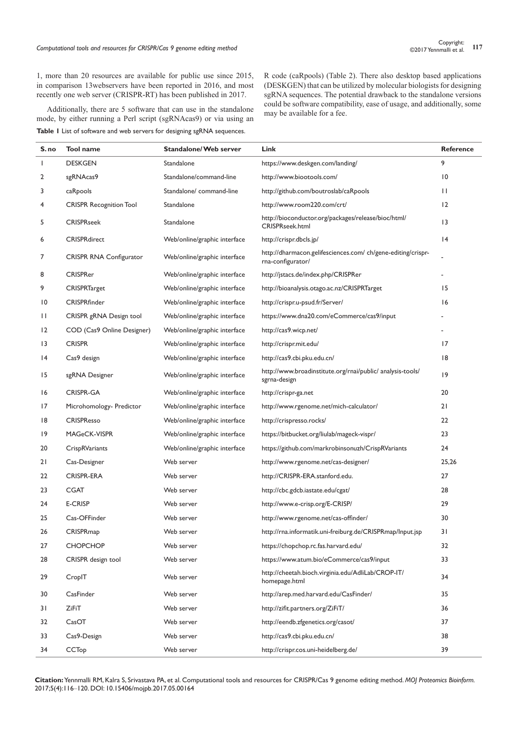1, more than 20 resources are available for public use since 2015, in comparison 13webservers have been reported in 2016, and most recently one web server (CRISPR-RT) has been published in 2017.

Additionally, there are 5 software that can use in the standalone mode, by either running a Perl script (sgRNAcas9) or via using an R code (caRpools) (Table 2). There also desktop based applications (DESKGEN) that can be utilized by molecular biologists for designing sgRNA sequences. The potential drawback to the standalone versions could be software compatibility, ease of usage, and additionally, some may be available for a fee.

**Table 1** List of software and web servers for designing sgRNA sequences.

| S. no | Tool name | Standalone/ Web server | Link | Reference |
|---|---|---|---|---|
| 1 | DESKGEN | Standalone | https://www.deskgen.com/landing/ | 9 |
| 2 | sgRNAcas9 | Standalone/command-line | http://www.biootools.com/ | 10 |
| 3 | caRpools | Standalone/ command-line | http://github.com/boutroslab/caRpools | 11 |
| 4 | CRISPR Recognition Tool | Standalone | http://www.room220.com/crt/ | 12 |
| 5 | CRISPRseek | Standalone | http://bioconductor.org/packages/release/bioc/html/CRISPRseek.html | 13 |
| 6 | CRISPRdirect | Web/online/graphic interface | http://crispr.dbcls.jp/ | 14 |
| 7 | CRISPR RNA Configurator | Web/online/graphic interface | http://dharmacon.gelifesciences.com/ ch/gene-editing/crispr-rna-configurator/ | - |
| 8 | CRISPRer | Web/online/graphic interface | http://jstacs.de/index.php/CRISPRer | - |
| 9 | CRISPRTarget | Web/online/graphic interface | http://bioanalysis.otago.ac.nz/CRISPRTarget | 15 |
| 10 | CRISPRfinder | Web/online/graphic interface | http://crispr.u-psud.fr/Server/ | 16 |
| 11 | CRISPR gRNA Design tool | Web/online/graphic interface | https://www.dna20.com/eCommerce/cas9/input | - |
| 12 | COD (Cas9 Online Designer) | Web/online/graphic interface | http://cas9.wicp.net/ | - |
| 13 | CRISPR | Web/online/graphic interface | http://crispr.mit.edu/ | 17 |
| 14 | Cas9 design | Web/online/graphic interface | http://cas9.cbi.pku.edu.cn/ | 18 |
| 15 | sgRNA Designer | Web/online/graphic interface | http://www.broadinstitute.org/rnai/public/ analysis-tools/sgrna-design | 19 |
| 16 | CRISPR-GA | Web/online/graphic interface | http://crispr-ga.net | 20 |
| 17 | Microhomology- Predictor | Web/online/graphic interface | http://www.rgenome.net/mich-calculator/ | 21 |
| 18 | CRISPResso | Web/online/graphic interface | http://crispresso.rocks/ | 22 |
| 19 | MAGeCK-VISPR | Web/online/graphic interface | https://bitbucket.org/liulab/mageck-vispr/ | 23 |
| 20 | CrispRVariants | Web/online/graphic interface | https://github.com/markrobinsonuzh/CrispRVariants | 24 |
| 21 | Cas-Designer | Web server | http://www.rgenome.net/cas-designer/ | 25,26 |
| 22 | CRISPR-ERA | Web server | http://CRISPR-ERA.stanford.edu. | 27 |
| 23 | CGAT | Web server | http://cbc.gdcb.iastate.edu/cgat/ | 28 |
| 24 | E-CRISP | Web server | http://www.e-crisp.org/E-CRISP/ | 29 |
| 25 | Cas-OFFinder | Web server | http://www.rgenome.net/cas-offinder/ | 30 |
| 26 | CRISPRmap | Web server | http://rna.informatik.uni-freiburg.de/CRISPRmap/Input.jsp | 31 |
| 27 | CHOPCHOP | Web server | https://chopchop.rc.fas.harvard.edu/ | 32 |
| 28 | CRISPR design tool | Web server | https://www.atum.bio/eCommerce/cas9/input | 33 |
| 29 | CropIT | Web server | http://cheetah.bioch.virginia.edu/AdliLab/CROP-IT/homepage.html | 34 |
| 30 | CasFinder | Web server | http://arep.med.harvard.edu/CasFinder/ | 35 |
| 31 | ZiFiT | Web server | http://zifit.partners.org/ZiFiT/ | 36 |
| 32 | CasOT | Web server | http://eendb.zfgenetics.org/casot/ | 37 |
| 33 | Cas9-Design | Web server | http://cas9.cbi.pku.edu.cn/ | 38 |
| 34 | CCTop | Web server | http://crispr.cos.uni-heidelberg.de/ | 39 |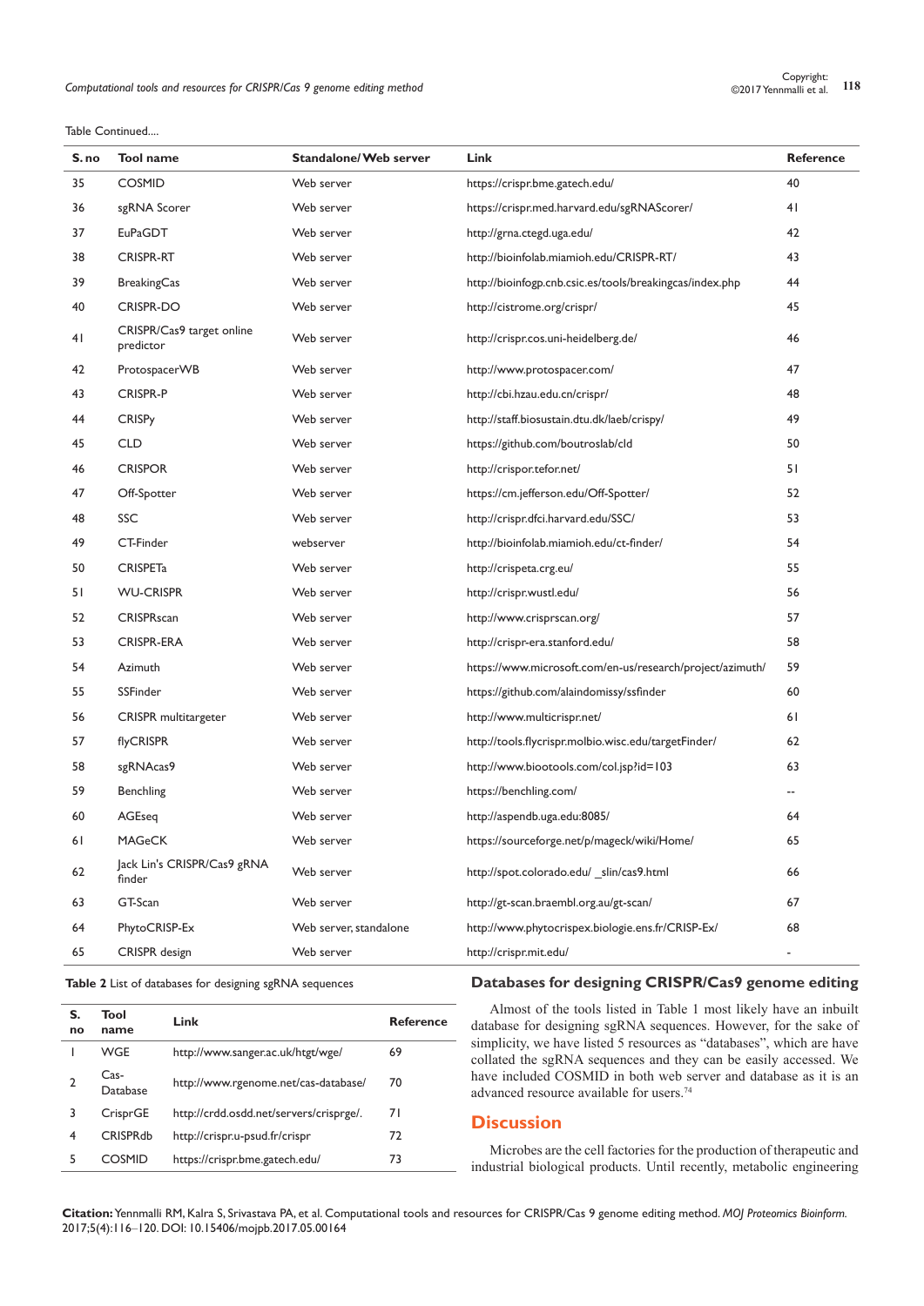Table Continued....

| S. no | Tool name | Standalone/ Web server | Link | Reference |
|---|---|---|---|---|
| 35 | COSMID | Web server | https://crispr.bme.gatech.edu/ | 40 |
| 36 | sgRNA Scorer | Web server | https://crispr.med.harvard.edu/sgRNAScorer/ | 41 |
| 37 | EuPaGDT | Web server | http://grna.ctegd.uga.edu/ | 42 |
| 38 | CRISPR-RT | Web server | http://bioinfolab.miamioh.edu/CRISPR-RT/ | 43 |
| 39 | BreakingCas | Web server | http://bioinfogp.cnb.csic.es/tools/breakingcas/index.php | 44 |
| 40 | CRISPR-DO | Web server | http://cistrome.org/crispr/ | 45 |
| 41 | CRISPR/Cas9 target online predictor | Web server | http://crispr.cos.uni-heidelberg.de/ | 46 |
| 42 | ProtospacerWB | Web server | http://www.protospacer.com/ | 47 |
| 43 | CRISPR-P | Web server | http://cbi.hzau.edu.cn/crispr/ | 48 |
| 44 | CRISPy | Web server | http://staff.biosustain.dtu.dk/laeb/crispy/ | 49 |
| 45 | CLD | Web server | https://github.com/boutroslab/cld | 50 |
| 46 | CRISPOR | Web server | http://crispor.tefor.net/ | 51 |
| 47 | Off-Spotter | Web server | https://cm.jefferson.edu/Off-Spotter/ | 52 |
| 48 | SSC | Web server | http://crispr.dfci.harvard.edu/SSC/ | 53 |
| 49 | CT-Finder | webserver | http://bioinfolab.miamioh.edu/ct-finder/ | 54 |
| 50 | CRISPETa | Web server | http://crispeta.crg.eu/ | 55 |
| 51 | WU-CRISPR | Web server | http://crispr.wustl.edu/ | 56 |
| 52 | CRISPRscan | Web server | http://www.crisprscan.org/ | 57 |
| 53 | CRISPR-ERA | Web server | http://crispr-era.stanford.edu/ | 58 |
| 54 | Azimuth | Web server | https://www.microsoft.com/en-us/research/project/azimuth/ | 59 |
| 55 | SSFinder | Web server | https://github.com/alaindomissy/ssfinder | 60 |
| 56 | CRISPR multitargeter | Web server | http://www.multicrispr.net/ | 61 |
| 57 | flyCRISPR | Web server | http://tools.flycrispr.molbio.wisc.edu/targetFinder/ | 62 |
| 58 | sgRNAcas9 | Web server | http://www.biootools.com/col.jsp?id=103 | 63 |
| 59 | Benchling | Web server | https://benchling.com/ | -- |
| 60 | AGEseq | Web server | http://aspendb.uga.edu:8085/ | 64 |
| 61 | MAGeCK | Web server | https://sourceforge.net/p/mageck/wiki/Home/ | 65 |
| 62 | Jack Lin's CRISPR/Cas9 gRNA finder | Web server | http://spot.colorado.edu/ _slin/cas9.html | 66 |
| 63 | GT-Scan | Web server | http://gt-scan.braembl.org.au/gt-scan/ | 67 |
| 64 | PhytoCRISP-Ex | Web server, standalone | http://www.phytocrispex.biologie.ens.fr/CRISP-Ex/ | 68 |
| 65 | CRISPR design | Web server | http://crispr.mit.edu/ | - |

**Table 2** List of databases for designing sgRNA sequences

| S. no | Tool name | Link | Reference |
|---|---|---|---|
| 1 | WGE | http://www.sanger.ac.uk/htgt/wge/ | 69 |
| 2 | Cas-Database | http://www.rgenome.net/cas-database/ | 70 |
| 3 | CrisprGE | http://crdd.osdd.net/servers/crisprge/. | 71 |
| 4 | CRISPRdb | http://crispr.u-psud.fr/crispr | 72 |
| 5 | COSMID | https://crispr.bme.gatech.edu/ | 73 |

## Databases for designing CRISPR/Cas9 genome editing

Almost of the tools listed in Table 1 most likely have an inbuilt database for designing sgRNA sequences. However, for the sake of simplicity, we have listed 5 resources as "databases", which are have collated the sgRNA sequences and they can be easily accessed. We have included COSMID in both web server and database as it is an advanced resource available for users.[74]

## Discussion

Microbes are the cell factories for the production of therapeutic and industrial biological products. Until recently, metabolic engineering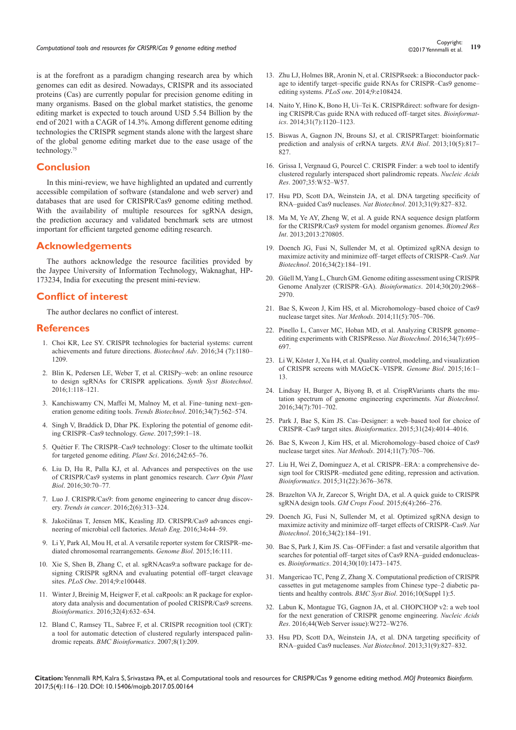is at the forefront as a paradigm changing research area by which genomes can edit as desired. Nowadays, CRISPR and its associated proteins (Cas) are currently popular for precision genome editing in many organisms. Based on the global market statistics, the genome editing market is expected to touch around USD 5.54 Billion by the end of 2021 with a CAGR of 14.3%. Among different genome editing technologies the CRISPR segment stands alone with the largest share of the global genome editing market due to the ease usage of the technology.[75]

## Conclusion

In this mini-review, we have highlighted an updated and currently accessible compilation of software (standalone and web server) and databases that are used for CRISPR/Cas9 genome editing method. With the availability of multiple resources for sgRNA design, the prediction accuracy and validated benchmark sets are utmost important for efficient targeted genome editing research.

## Acknowledgements

The authors acknowledge the resource facilities provided by the Jaypee University of Information Technology, Waknaghat, HP-173234, India for executing the present mini-review.

## Conflict of interest

The author declares no conflict of interest.

## References

1. Choi KR, Lee SY. CRISPR technologies for bacterial systems: current achievements and future directions. *Biotechnol Adv*. 2016;34 (7):1180–1209.
2. Blin K, Pedersen LE, Weber T, et al. CRISPy–web: an online resource to design sgRNAs for CRISPR applications. *Synth Syst Biotechnol*. 2016;1:118–121.
3. Kanchiswamy CN, Maffei M, Malnoy M, et al. Fine–tuning next–generation genome editing tools. *Trends Biotechnol*. 2016;34(7):562–574.
4. Singh V, Braddick D, Dhar PK. Exploring the potential of genome editing CRISPR–Cas9 technology. *Gene*. 2017;599:1–18.
5. Quétier F. The CRISPR–Cas9 technology: Closer to the ultimate toolkit for targeted genome editing. *Plant Sci*. 2016;242:65–76.
6. Liu D, Hu R, Palla KJ, et al. Advances and perspectives on the use of CRISPR/Cas9 systems in plant genomics research. *Curr Opin Plant Biol*. 2016;30:70–77.
7. Luo J. CRISPR/Cas9: from genome engineering to cancer drug discovery. *Trends in cancer*. 2016;2(6):313–324.
8. Jakočiūnas T, Jensen MK, Keasling JD. CRISPR/Cas9 advances engineering of microbial cell factories. *Metab Eng*. 2016;34**:**44–59.
9. Li Y, Park AI, Mou H, et al. A versatile reporter system for CRISPR–mediated chromosomal rearrangements. *Genome Biol*. 2015;16:111.
10. Xie S, Shen B, Zhang C, et al. sgRNAcas9:a software package for designing CRISPR sgRNA and evaluating potential off–target cleavage sites. *PLoS One*. 2014;9:e100448.
11. Winter J, Breinig M, Heigwer F, et al. caRpools: an R package for exploratory data analysis and documentation of pooled CRISPR/Cas9 screens. *Bioinformatics*. 2016;32(4):632–634.
12. Bland C, Ramsey TL, Sabree F, et al. CRISPR recognition tool (CRT): a tool for automatic detection of clustered regularly interspaced palindromic repeats. *BMC Bioinformatics*. 2007;8(1):209.
13. Zhu LJ, Holmes BR, Aronin N, et al. CRISPRseek: a Bioconductor package to identify target–specific guide RNAs for CRISPR–Cas9 genome–editing systems. *PLoS one*. 2014;9:e108424.
14. Naito Y, Hino K, Bono H, Ui–Tei K. CRISPRdirect: software for designing CRISPR/Cas guide RNA with reduced off–target sites. *Bioinformatics*. 2014;31(7):1120–1123.
15. Biswas A, Gagnon JN, Brouns SJ, et al. CRISPRTarget: bioinformatic prediction and analysis of crRNA targets. *RNA Biol*. 2013;10(5):817–827.
16. Grissa I, Vergnaud G, Pourcel C. CRISPR Finder: a web tool to identify clustered regularly interspaced short palindromic repeats. *Nucleic Acids Res*. 2007;35:W52–W57.
17. Hsu PD, Scott DA, Weinstein JA, et al. DNA targeting specificity of RNA–guided Cas9 nucleases. *Nat Biotechnol*. 2013;31(9):827–832.
18. Ma M, Ye AY, Zheng W, et al. A guide RNA sequence design platform for the CRISPR/Cas9 system for model organism genomes. *Biomed Res Int*. 2013;2013:270805.
19. Doench JG, Fusi N, Sullender M, et al. Optimized sgRNA design to maximize activity and minimize off–target effects of CRISPR–Cas9. *Nat Biotechnol*. 2016;34(2):184–191.
20. Güell M, Yang L, Church GM. Genome editing assessment using CRISPR Genome Analyzer (CRISPR–GA). *Bioinformatics*. 2014;30(20):2968–2970.
21. Bae S, Kweon J, Kim HS, et al. Microhomology–based choice of Cas9 nuclease target sites. *Nat Methods*. 2014;11(5):705–706.
22. Pinello L, Canver MC, Hoban MD, et al. Analyzing CRISPR genome–editing experiments with CRISPResso. *Nat Biotechnol*. 2016;34(7):695–697.
23. Li W, Köster J, Xu H4, et al. Quality control, modeling, and visualization of CRISPR screens with MAGeCK–VISPR. *Genome Biol*. 2015;16:1–13.
24. Lindsay H, Burger A, Biyong B, et al. CrispRVariants charts the mutation spectrum of genome engineering experiments. *Nat Biotechnol*. 2016;34(7):701–702.
25. Park J, Bae S, Kim JS. Cas–Designer: a web–based tool for choice of CRISPR–Cas9 target sites. *Bioinformatics*. 2015;31(24):4014–4016.
26. Bae S, Kweon J, Kim HS, et al. Microhomology–based choice of Cas9 nuclease target sites. *Nat Methods*. 2014;11(7):705–706.
27. Liu H, Wei Z, Dominguez A, et al. CRISPR–ERA: a comprehensive design tool for CRISPR–mediated gene editing, repression and activation. *Bioinformatics*. 2015;31(22):3676–3678.
28. Brazelton VA Jr, Zarecor S, Wright DA, et al. A quick guide to CRISPR sgRNA design tools. *GM Crops Food*. 2015;6(4):266–276.
29. Doench JG, Fusi N, Sullender M, et al. Optimized sgRNA design to maximize activity and minimize off–target effects of CRISPR–Cas9. *Nat Biotechnol*. 2016;34(2):184–191.
30. Bae S, Park J, Kim JS. Cas–OFFinder: a fast and versatile algorithm that searches for potential off–target sites of Cas9 RNA–guided endonucleases. *Bioinformatics*. 2014;30(10):1473–1475.
31. Mangericao TC, Peng Z, Zhang X. Computational prediction of CRISPR cassettes in gut metagenome samples from Chinese type–2 diabetic patients and healthy controls. *BMC Syst Biol*. 2016;10(Suppl 1):5.
32. Labun K, Montague TG, Gagnon JA, et al. CHOPCHOP v2: a web tool for the next generation of CRISPR genome engineering. *Nucleic Acids Res*. 2016;44(Web Server issue):W272–W276.
33. Hsu PD, Scott DA, Weinstein JA, et al. DNA targeting specificity of RNA–guided Cas9 nucleases. *Nat Biotechnol*. 2013;31(9):827–832.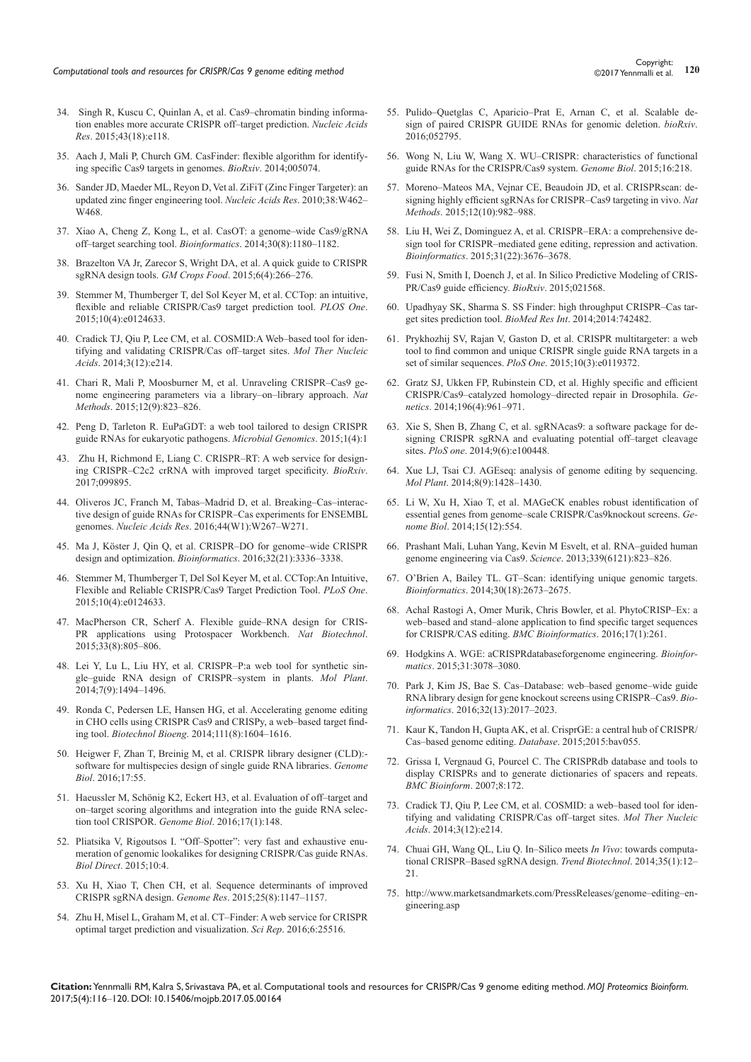34. Singh R, Kuscu C, Quinlan A, et al. Cas9–chromatin binding information enables more accurate CRISPR off–target prediction. *Nucleic Acids Res*. 2015;43(18):e118.
35. Aach J, Mali P, Church GM. CasFinder: flexible algorithm for identifying specific Cas9 targets in genomes. *BioRxiv*. 2014;005074.
36. Sander JD, Maeder ML, Reyon D, Vet al. ZiFiT (Zinc Finger Targeter): an updated zinc finger engineering tool. *Nucleic Acids Res*. 2010;38:W462–W468.
37. Xiao A, Cheng Z, Kong L, et al. CasOT: a genome–wide Cas9/gRNA off–target searching tool. *Bioinformatics*. 2014;30(8):1180–1182.
38. Brazelton VA Jr, Zarecor S, Wright DA, et al. A quick guide to CRISPR sgRNA design tools. *GM Crops Food*. 2015;6(4):266–276.
39. Stemmer M, Thumberger T, del Sol Keyer M, et al. CCTop: an intuitive, flexible and reliable CRISPR/Cas9 target prediction tool. *PLOS One*. 2015;10(4):e0124633.
40. Cradick TJ, Qiu P, Lee CM, et al. COSMID:A Web–based tool for identifying and validating CRISPR/Cas off–target sites. *Mol Ther Nucleic Acids*. 2014;3(12):e214.
41. Chari R, Mali P, Moosburner M, et al. Unraveling CRISPR–Cas9 genome engineering parameters via a library–on–library approach. *Nat Methods*. 2015;12(9):823–826.
42. Peng D, Tarleton R. EuPaGDT: a web tool tailored to design CRISPR guide RNAs for eukaryotic pathogens. *Microbial Genomics*. 2015;1(4):1
43. Zhu H, Richmond E, Liang C. CRISPR–RT: A web service for designing CRISPR–C2c2 crRNA with improved target specificity. *BioRxiv*. 2017;099895.
44. Oliveros JC, Franch M, Tabas–Madrid D, et al. Breaking–Cas–interactive design of guide RNAs for CRISPR–Cas experiments for ENSEMBL genomes. *Nucleic Acids Res*. 2016;44(W1):W267–W271.
45. Ma J, Köster J, Qin Q, et al. CRISPR–DO for genome–wide CRISPR design and optimization. *Bioinformatics*. 2016;32(21):3336–3338.
46. Stemmer M, Thumberger T, Del Sol Keyer M, et al. CCTop:An Intuitive, Flexible and Reliable CRISPR/Cas9 Target Prediction Tool. *PLoS One*. 2015;10(4):e0124633.
47. MacPherson CR, Scherf A. Flexible guide–RNA design for CRISPR applications using Protospacer Workbench. *Nat Biotechnol*. 2015;33(8):805–806.
48. Lei Y, Lu L, Liu HY, et al. CRISPR–P:a web tool for synthetic single–guide RNA design of CRISPR–system in plants. *Mol Plant*. 2014;7(9):1494–1496.
49. Ronda C, Pedersen LE, Hansen HG, et al. Accelerating genome editing in CHO cells using CRISPR Cas9 and CRISPy, a web–based target finding tool. *Biotechnol Bioeng*. 2014;111(8):1604–1616.
50. Heigwer F, Zhan T, Breinig M, et al. CRISPR library designer (CLD):-software for multispecies design of single guide RNA libraries. *Genome Biol*. 2016;17:55.
51. Haeussler M, Schönig K2, Eckert H3, et al. Evaluation of off–target and on–target scoring algorithms and integration into the guide RNA selection tool CRISPOR. *Genome Biol*. 2016;17(1):148.
52. Pliatsika V, Rigoutsos I. "Off–Spotter": very fast and exhaustive enumeration of genomic lookalikes for designing CRISPR/Cas guide RNAs. *Biol Direct*. 2015;10:4.
53. Xu H, Xiao T, Chen CH, et al. Sequence determinants of improved CRISPR sgRNA design. *Genome Res*. 2015;25(8):1147–1157.
54. Zhu H, Misel L, Graham M, et al. CT–Finder: A web service for CRISPR optimal target prediction and visualization. *Sci Rep*. 2016;6:25516.
55. Pulido–Quetglas C, Aparicio–Prat E, Arnan C, et al. Scalable design of paired CRISPR GUIDE RNAs for genomic deletion. *bioRxiv*. 2016;052795.
56. Wong N, Liu W, Wang X. WU–CRISPR: characteristics of functional guide RNAs for the CRISPR/Cas9 system. *Genome Biol*. 2015;16:218.
57. Moreno–Mateos MA, Vejnar CE, Beaudoin JD, et al. CRISPRscan: designing highly efficient sgRNAs for CRISPR–Cas9 targeting in vivo. *Nat Methods*. 2015;12(10):982–988.
58. Liu H, Wei Z, Dominguez A, et al. CRISPR–ERA: a comprehensive design tool for CRISPR–mediated gene editing, repression and activation. *Bioinformatics*. 2015;31(22):3676–3678.
59. Fusi N, Smith I, Doench J, et al. In Silico Predictive Modeling of CRISPR/Cas9 guide efficiency. *BioRxiv*. 2015;021568.
60. Upadhyay SK, Sharma S. SS Finder: high throughput CRISPR–Cas target sites prediction tool. *BioMed Res Int*. 2014;2014:742482.
61. Prykhozhij SV, Rajan V, Gaston D, et al. CRISPR multitargeter: a web tool to find common and unique CRISPR single guide RNA targets in a set of similar sequences. *PloS One*. 2015;10(3):e0119372.
62. Gratz SJ, Ukken FP, Rubinstein CD, et al. Highly specific and efficient CRISPR/Cas9–catalyzed homology–directed repair in Drosophila. *Genetics*. 2014;196(4):961–971.
63. Xie S, Shen B, Zhang C, et al. sgRNAcas9: a software package for designing CRISPR sgRNA and evaluating potential off–target cleavage sites. *PloS one*. 2014;9(6):e100448.
64. Xue LJ, Tsai CJ. AGEseq: analysis of genome editing by sequencing. *Mol Plant*. 2014;8(9):1428–1430.
65. Li W, Xu H, Xiao T, et al. MAGeCK enables robust identification of essential genes from genome–scale CRISPR/Cas9knockout screens. *Genome Biol*. 2014;15(12):554.
66. Prashant Mali, Luhan Yang, Kevin M Esvelt, et al. RNA–guided human genome engineering via Cas9. *Science*. 2013;339(6121):823–826.
67. O'Brien A, Bailey TL. GT–Scan: identifying unique genomic targets. *Bioinformatics*. 2014;30(18):2673–2675.
68. Achal Rastogi A, Omer Murik, Chris Bowler, et al. PhytoCRISP–Ex: a web–based and stand–alone application to find specific target sequences for CRISPR/CAS editing. *BMC Bioinformatics*. 2016;17(1):261.
69. Hodgkins A. WGE: aCRISPRdatabaseforgenome engineering. *Bioinformatics*. 2015;31:3078–3080.
70. Park J, Kim JS, Bae S. Cas–Database: web–based genome–wide guide RNA library design for gene knockout screens using CRISPR–Cas9. *Bioinformatics*. 2016;32(13):2017–2023.
71. Kaur K, Tandon H, Gupta AK, et al. CrisprGE: a central hub of CRISPR/Cas–based genome editing. *Database*. 2015;2015:bav055.
72. Grissa I, Vergnaud G, Pourcel C. The CRISPRdb database and tools to display CRISPRs and to generate dictionaries of spacers and repeats. *BMC Bioinform*. 2007;8:172.
73. Cradick TJ, Qiu P, Lee CM, et al. COSMID: a web–based tool for identifying and validating CRISPR/Cas off–target sites. *Mol Ther Nucleic Acids*. 2014;3(12):e214.
74. Chuai GH, Wang QL, Liu Q. In–Silico meets *In Vivo*: towards computational CRISPR–Based sgRNA design. *Trend Biotechnol*. 2014;35(1):12–21.
75. http://www.marketsandmarkets.com/PressReleases/genome–editing–engineering.asp